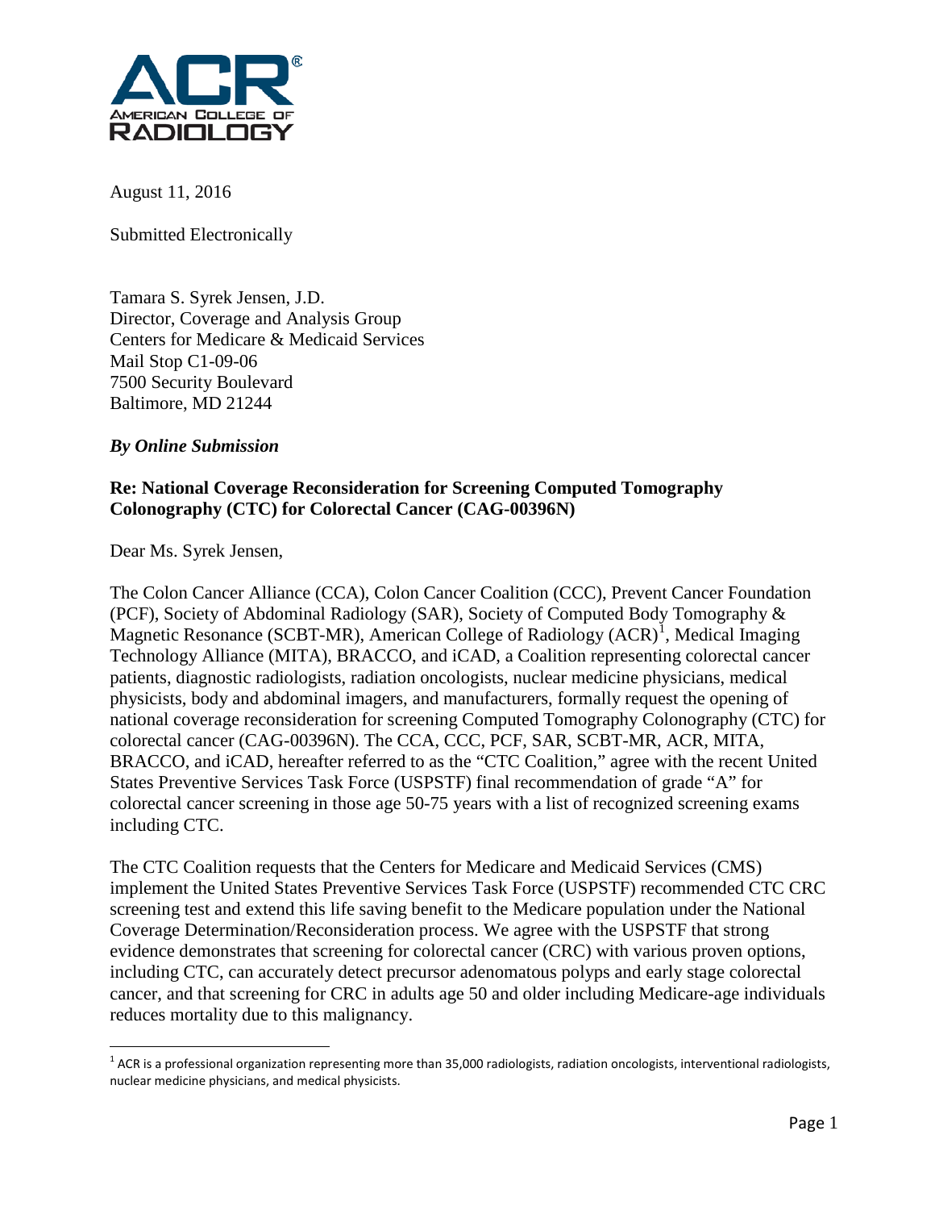August 11, 2016

Submitted Electronically

Tamara S. Syrek Jensen, J.D.
Director, Coverage and Analysis Group
Centers for Medicare & Medicaid Services
Mail Stop C1-09-06
7500 Security Boulevard
Baltimore, MD 21244

***By Online Submission***

**Re: National Coverage Reconsideration for Screening Computed Tomography Colonography (CTC) for Colorectal Cancer (CAG-00396N)**

Dear Ms. Syrek Jensen,

The Colon Cancer Alliance (CCA), Colon Cancer Coalition (CCC), Prevent Cancer Foundation (PCF), Society of Abdominal Radiology (SAR), Society of Computed Body Tomography & Magnetic Resonance (SCBT-MR), American College of Radiology (ACR)[1], Medical Imaging Technology Alliance (MITA), BRACCO, and iCAD, a Coalition representing colorectal cancer patients, diagnostic radiologists, radiation oncologists, nuclear medicine physicians, medical physicists, body and abdominal imagers, and manufacturers, formally request the opening of national coverage reconsideration for screening Computed Tomography Colonography (CTC) for colorectal cancer (CAG-00396N). The CCA, CCC, PCF, SAR, SCBT-MR, ACR, MITA, BRACCO, and iCAD, hereafter referred to as the "CTC Coalition," agree with the recent United States Preventive Services Task Force (USPSTF) final recommendation of grade "A" for colorectal cancer screening in those age 50-75 years with a list of recognized screening exams including CTC.

The CTC Coalition requests that the Centers for Medicare and Medicaid Services (CMS) implement the United States Preventive Services Task Force (USPSTF) recommended CTC CRC screening test and extend this life saving benefit to the Medicare population under the National Coverage Determination/Reconsideration process. We agree with the USPSTF that strong evidence demonstrates that screening for colorectal cancer (CRC) with various proven options, including CTC, can accurately detect precursor adenomatous polyps and early stage colorectal cancer, and that screening for CRC in adults age 50 and older including Medicare-age individuals reduces mortality due to this malignancy.

[1] ACR is a professional organization representing more than 35,000 radiologists, radiation oncologists, interventional radiologists, nuclear medicine physicians, and medical physicists.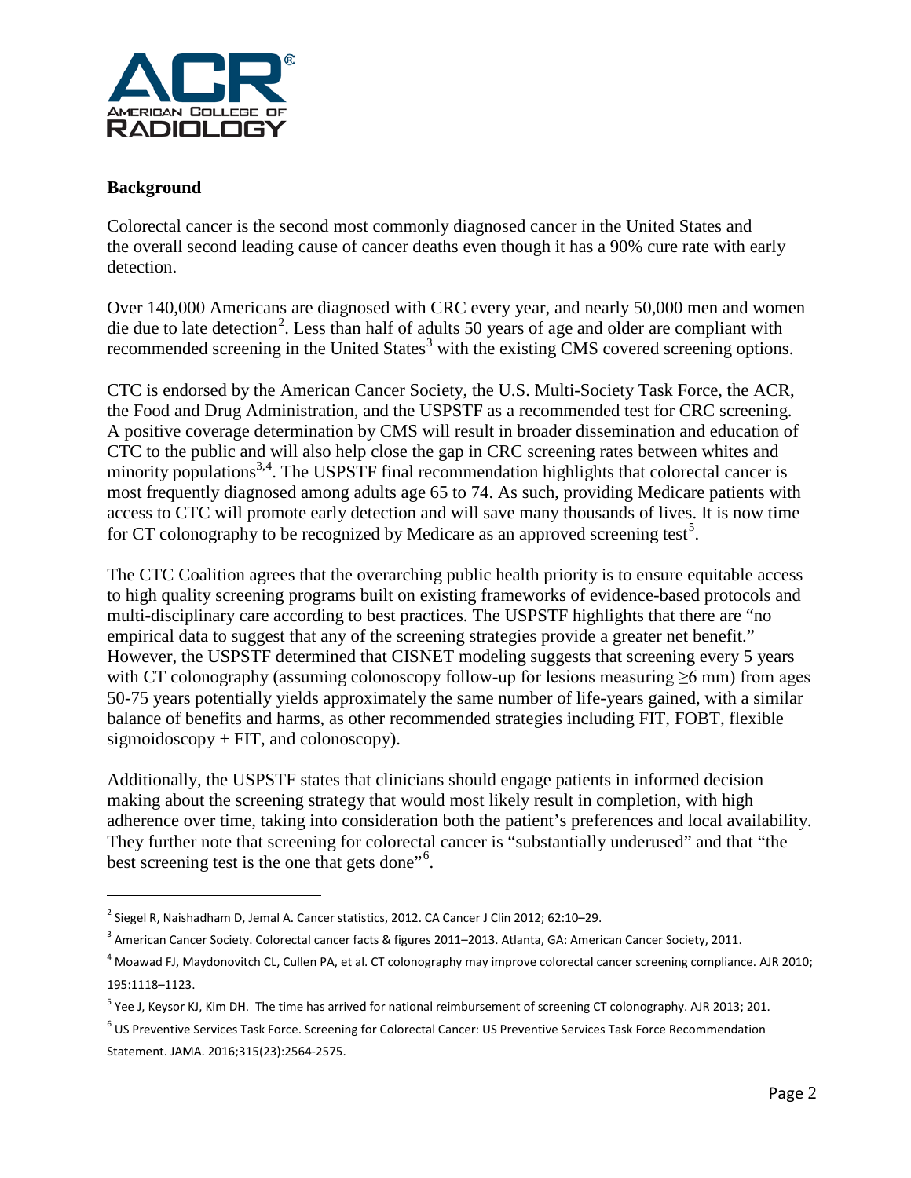## Background

Colorectal cancer is the second most commonly diagnosed cancer in the United States and the overall second leading cause of cancer deaths even though it has a 90% cure rate with early detection.

Over 140,000 Americans are diagnosed with CRC every year, and nearly 50,000 men and women die due to late detection[2]. Less than half of adults 50 years of age and older are compliant with recommended screening in the United States[3] with the existing CMS covered screening options.

CTC is endorsed by the American Cancer Society, the U.S. Multi-Society Task Force, the ACR, the Food and Drug Administration, and the USPSTF as a recommended test for CRC screening. A positive coverage determination by CMS will result in broader dissemination and education of CTC to the public and will also help close the gap in CRC screening rates between whites and minority populations[3,4]. The USPSTF final recommendation highlights that colorectal cancer is most frequently diagnosed among adults age 65 to 74. As such, providing Medicare patients with access to CTC will promote early detection and will save many thousands of lives. It is now time for CT colonography to be recognized by Medicare as an approved screening test[5].

The CTC Coalition agrees that the overarching public health priority is to ensure equitable access to high quality screening programs built on existing frameworks of evidence-based protocols and multi-disciplinary care according to best practices. The USPSTF highlights that there are "no empirical data to suggest that any of the screening strategies provide a greater net benefit." However, the USPSTF determined that CISNET modeling suggests that screening every 5 years with CT colonography (assuming colonoscopy follow-up for lesions measuring ≥6 mm) from ages 50-75 years potentially yields approximately the same number of life-years gained, with a similar balance of benefits and harms, as other recommended strategies including FIT, FOBT, flexible sigmoidoscopy + FIT, and colonoscopy).

Additionally, the USPSTF states that clinicians should engage patients in informed decision making about the screening strategy that would most likely result in completion, with high adherence over time, taking into consideration both the patient's preferences and local availability. They further note that screening for colorectal cancer is "substantially underused" and that "the best screening test is the one that gets done"[6].

---

[2] Siegel R, Naishadham D, Jemal A. Cancer statistics, 2012. CA Cancer J Clin 2012; 62:10–29.

[3] American Cancer Society. Colorectal cancer facts & figures 2011–2013. Atlanta, GA: American Cancer Society, 2011.

[4] Moawad FJ, Maydonovitch CL, Cullen PA, et al. CT colonography may improve colorectal cancer screening compliance. AJR 2010; 195:1118–1123.

[5] Yee J, Keysor KJ, Kim DH. The time has arrived for national reimbursement of screening CT colonography. AJR 2013; 201.

[6] US Preventive Services Task Force. Screening for Colorectal Cancer: US Preventive Services Task Force Recommendation Statement. JAMA. 2016;315(23):2564-2575.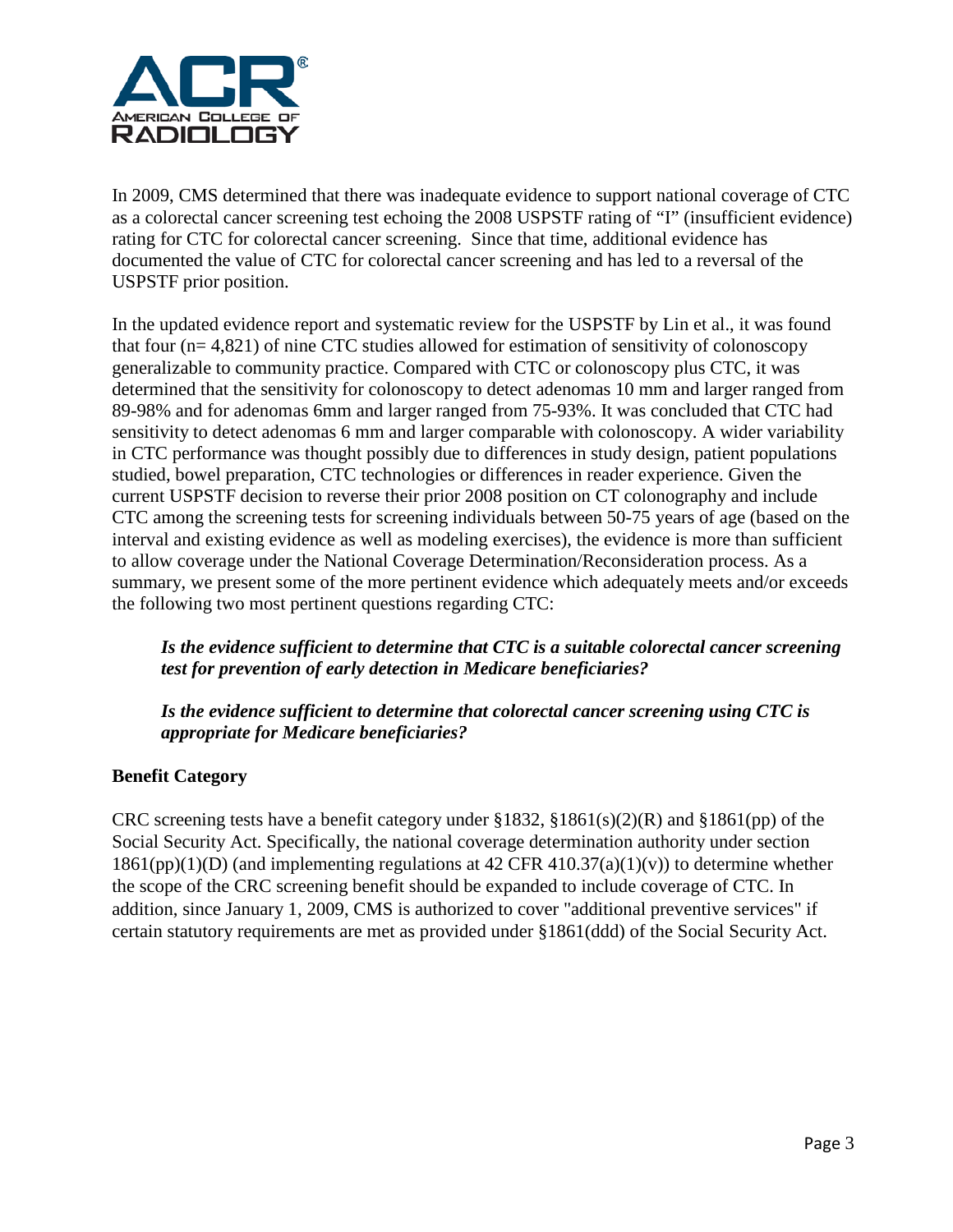In 2009, CMS determined that there was inadequate evidence to support national coverage of CTC as a colorectal cancer screening test echoing the 2008 USPSTF rating of "I" (insufficient evidence) rating for CTC for colorectal cancer screening. Since that time, additional evidence has documented the value of CTC for colorectal cancer screening and has led to a reversal of the USPSTF prior position.

In the updated evidence report and systematic review for the USPSTF by Lin et al., it was found that four (n= 4,821) of nine CTC studies allowed for estimation of sensitivity of colonoscopy generalizable to community practice. Compared with CTC or colonoscopy plus CTC, it was determined that the sensitivity for colonoscopy to detect adenomas 10 mm and larger ranged from 89-98% and for adenomas 6mm and larger ranged from 75-93%. It was concluded that CTC had sensitivity to detect adenomas 6 mm and larger comparable with colonoscopy. A wider variability in CTC performance was thought possibly due to differences in study design, patient populations studied, bowel preparation, CTC technologies or differences in reader experience. Given the current USPSTF decision to reverse their prior 2008 position on CT colonography and include CTC among the screening tests for screening individuals between 50-75 years of age (based on the interval and existing evidence as well as modeling exercises), the evidence is more than sufficient to allow coverage under the National Coverage Determination/Reconsideration process. As a summary, we present some of the more pertinent evidence which adequately meets and/or exceeds the following two most pertinent questions regarding CTC:

> ***Is the evidence sufficient to determine that CTC is a suitable colorectal cancer screening test for prevention of early detection in Medicare beneficiaries?***
>
> ***Is the evidence sufficient to determine that colorectal cancer screening using CTC is appropriate for Medicare beneficiaries?***

**Benefit Category**

CRC screening tests have a benefit category under §1832, §1861(s)(2)(R) and §1861(pp) of the Social Security Act. Specifically, the national coverage determination authority under section 1861(pp)(1)(D) (and implementing regulations at 42 CFR 410.37(a)(1)(v)) to determine whether the scope of the CRC screening benefit should be expanded to include coverage of CTC. In addition, since January 1, 2009, CMS is authorized to cover "additional preventive services" if certain statutory requirements are met as provided under §1861(ddd) of the Social Security Act.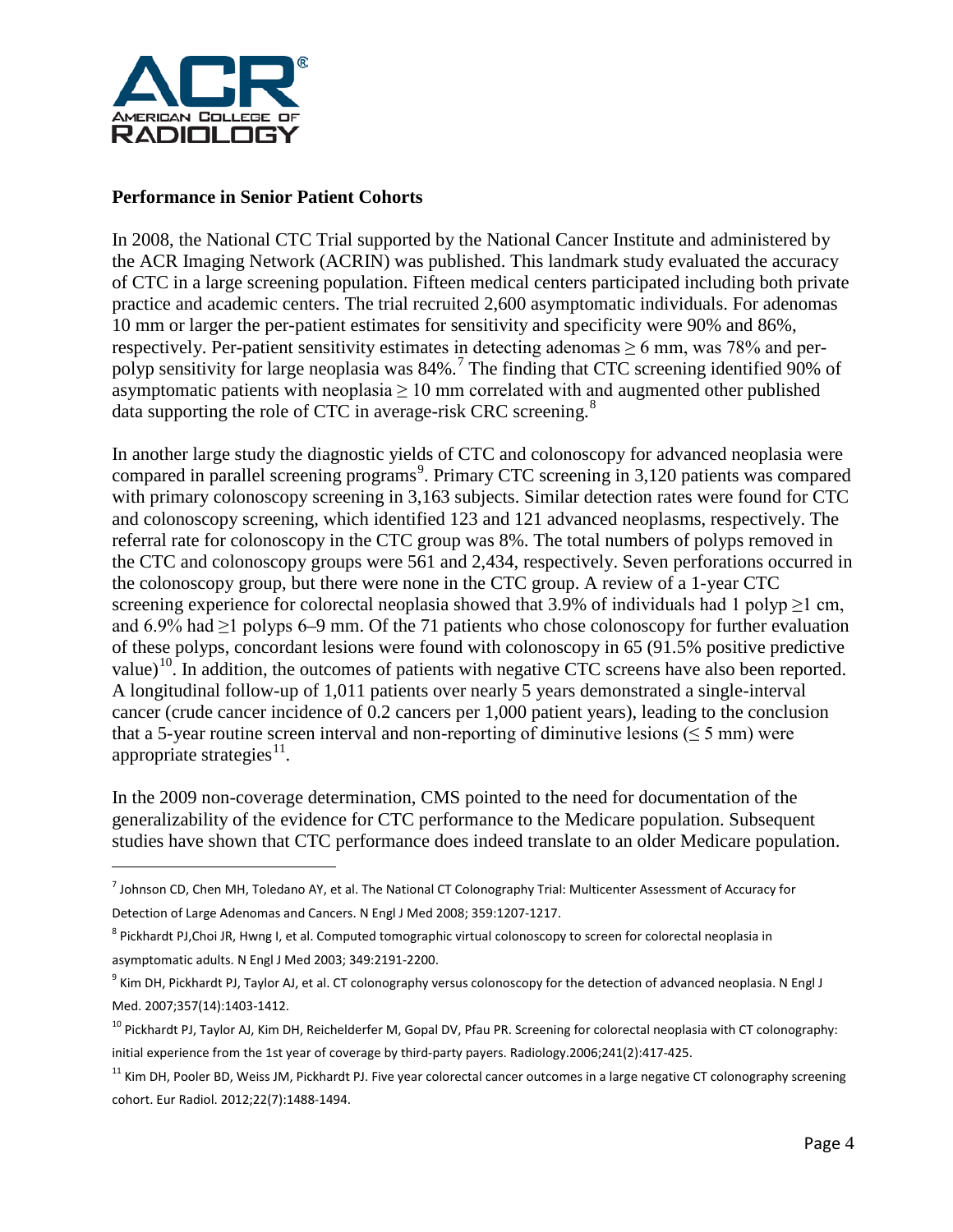**Performance in Senior Patient Cohorts**

In 2008, the National CTC Trial supported by the National Cancer Institute and administered by the ACR Imaging Network (ACRIN) was published. This landmark study evaluated the accuracy of CTC in a large screening population. Fifteen medical centers participated including both private practice and academic centers. The trial recruited 2,600 asymptomatic individuals. For adenomas 10 mm or larger the per-patient estimates for sensitivity and specificity were 90% and 86%, respectively. Per-patient sensitivity estimates in detecting adenomas ≥ 6 mm, was 78% and per-polyp sensitivity for large neoplasia was 84%.[7] The finding that CTC screening identified 90% of asymptomatic patients with neoplasia ≥ 10 mm correlated with and augmented other published data supporting the role of CTC in average-risk CRC screening.[8]

In another large study the diagnostic yields of CTC and colonoscopy for advanced neoplasia were compared in parallel screening programs[9]. Primary CTC screening in 3,120 patients was compared with primary colonoscopy screening in 3,163 subjects. Similar detection rates were found for CTC and colonoscopy screening, which identified 123 and 121 advanced neoplasms, respectively. The referral rate for colonoscopy in the CTC group was 8%. The total numbers of polyps removed in the CTC and colonoscopy groups were 561 and 2,434, respectively. Seven perforations occurred in the colonoscopy group, but there were none in the CTC group. A review of a 1-year CTC screening experience for colorectal neoplasia showed that 3.9% of individuals had 1 polyp ≥1 cm, and 6.9% had ≥1 polyps 6–9 mm. Of the 71 patients who chose colonoscopy for further evaluation of these polyps, concordant lesions were found with colonoscopy in 65 (91.5% positive predictive value)[10]. In addition, the outcomes of patients with negative CTC screens have also been reported. A longitudinal follow-up of 1,011 patients over nearly 5 years demonstrated a single-interval cancer (crude cancer incidence of 0.2 cancers per 1,000 patient years), leading to the conclusion that a 5-year routine screen interval and non-reporting of diminutive lesions (≤ 5 mm) were appropriate strategies[11].

In the 2009 non-coverage determination, CMS pointed to the need for documentation of the generalizability of the evidence for CTC performance to the Medicare population. Subsequent studies have shown that CTC performance does indeed translate to an older Medicare population.

---

[7] Johnson CD, Chen MH, Toledano AY, et al. The National CT Colonography Trial: Multicenter Assessment of Accuracy for Detection of Large Adenomas and Cancers. N Engl J Med 2008; 359:1207-1217.

[8] Pickhardt PJ,Choi JR, Hwng I, et al. Computed tomographic virtual colonoscopy to screen for colorectal neoplasia in asymptomatic adults. N Engl J Med 2003; 349:2191-2200.

[9] Kim DH, Pickhardt PJ, Taylor AJ, et al. CT colonography versus colonoscopy for the detection of advanced neoplasia. N Engl J Med. 2007;357(14):1403-1412.

[10] Pickhardt PJ, Taylor AJ, Kim DH, Reichelderfer M, Gopal DV, Pfau PR. Screening for colorectal neoplasia with CT colonography: initial experience from the 1st year of coverage by third-party payers. Radiology.2006;241(2):417-425.

[11] Kim DH, Pooler BD, Weiss JM, Pickhardt PJ. Five year colorectal cancer outcomes in a large negative CT colonography screening cohort. Eur Radiol. 2012;22(7):1488-1494.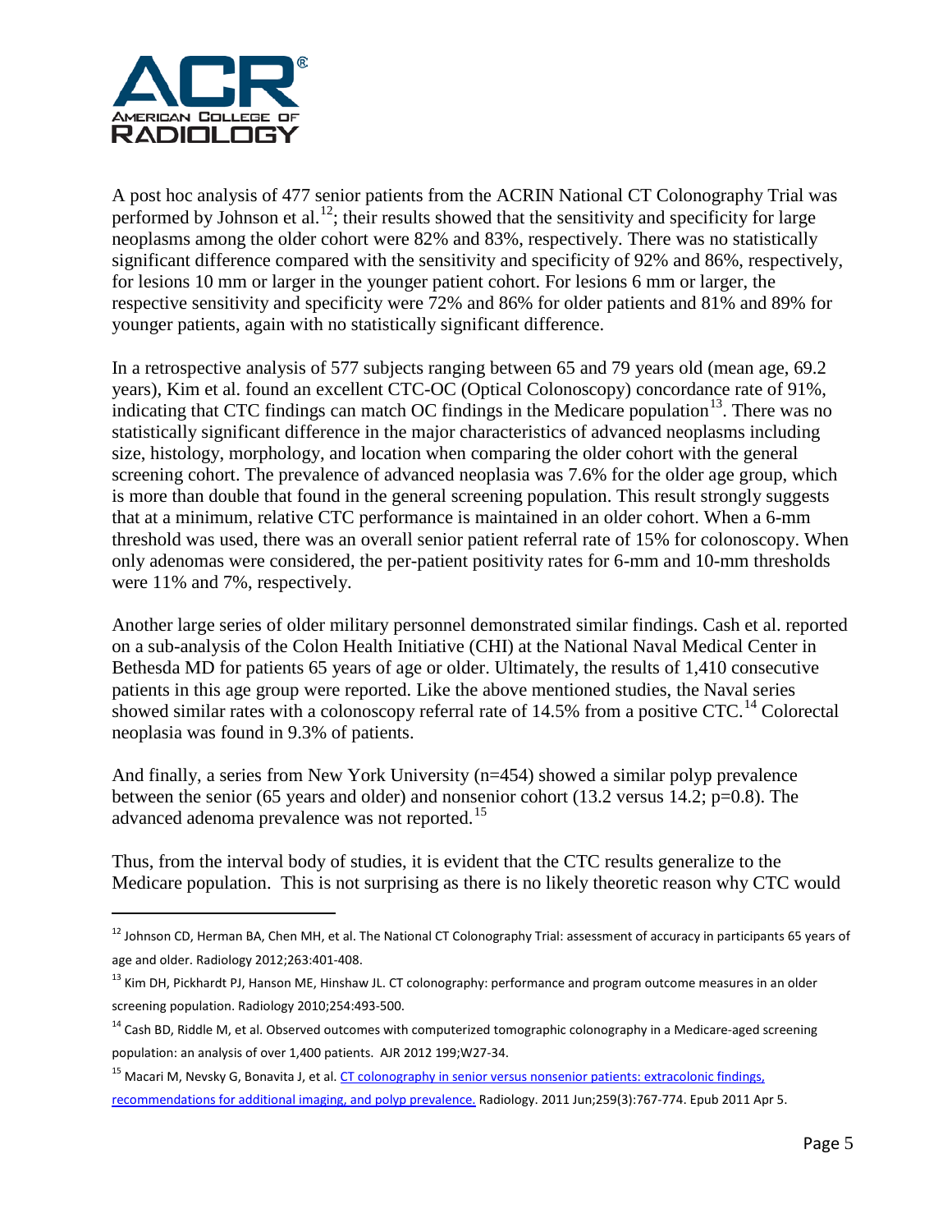A post hoc analysis of 477 senior patients from the ACRIN National CT Colonography Trial was performed by Johnson et al.[12]; their results showed that the sensitivity and specificity for large neoplasms among the older cohort were 82% and 83%, respectively. There was no statistically significant difference compared with the sensitivity and specificity of 92% and 86%, respectively, for lesions 10 mm or larger in the younger patient cohort. For lesions 6 mm or larger, the respective sensitivity and specificity were 72% and 86% for older patients and 81% and 89% for younger patients, again with no statistically significant difference.

In a retrospective analysis of 577 subjects ranging between 65 and 79 years old (mean age, 69.2 years), Kim et al. found an excellent CTC-OC (Optical Colonoscopy) concordance rate of 91%, indicating that CTC findings can match OC findings in the Medicare population[13]. There was no statistically significant difference in the major characteristics of advanced neoplasms including size, histology, morphology, and location when comparing the older cohort with the general screening cohort. The prevalence of advanced neoplasia was 7.6% for the older age group, which is more than double that found in the general screening population. This result strongly suggests that at a minimum, relative CTC performance is maintained in an older cohort. When a 6-mm threshold was used, there was an overall senior patient referral rate of 15% for colonoscopy. When only adenomas were considered, the per-patient positivity rates for 6-mm and 10-mm thresholds were 11% and 7%, respectively.

Another large series of older military personnel demonstrated similar findings. Cash et al. reported on a sub-analysis of the Colon Health Initiative (CHI) at the National Naval Medical Center in Bethesda MD for patients 65 years of age or older. Ultimately, the results of 1,410 consecutive patients in this age group were reported. Like the above mentioned studies, the Naval series showed similar rates with a colonoscopy referral rate of 14.5% from a positive CTC.[14] Colorectal neoplasia was found in 9.3% of patients.

And finally, a series from New York University (n=454) showed a similar polyp prevalence between the senior (65 years and older) and nonsenior cohort (13.2 versus 14.2; p=0.8). The advanced adenoma prevalence was not reported.[15]

Thus, from the interval body of studies, it is evident that the CTC results generalize to the Medicare population. This is not surprising as there is no likely theoretic reason why CTC would

---

[12] Johnson CD, Herman BA, Chen MH, et al. The National CT Colonography Trial: assessment of accuracy in participants 65 years of age and older. Radiology 2012;263:401-408.

[13] Kim DH, Pickhardt PJ, Hanson ME, Hinshaw JL. CT colonography: performance and program outcome measures in an older screening population. Radiology 2010;254:493-500.

[14] Cash BD, Riddle M, et al. Observed outcomes with computerized tomographic colonography in a Medicare-aged screening population: an analysis of over 1,400 patients. AJR 2012 199;W27-34.

[15] Macari M, Nevsky G, Bonavita J, et al. CT colonography in senior versus nonsenior patients: extracolonic findings, recommendations for additional imaging, and polyp prevalence. Radiology. 2011 Jun;259(3):767-774. Epub 2011 Apr 5.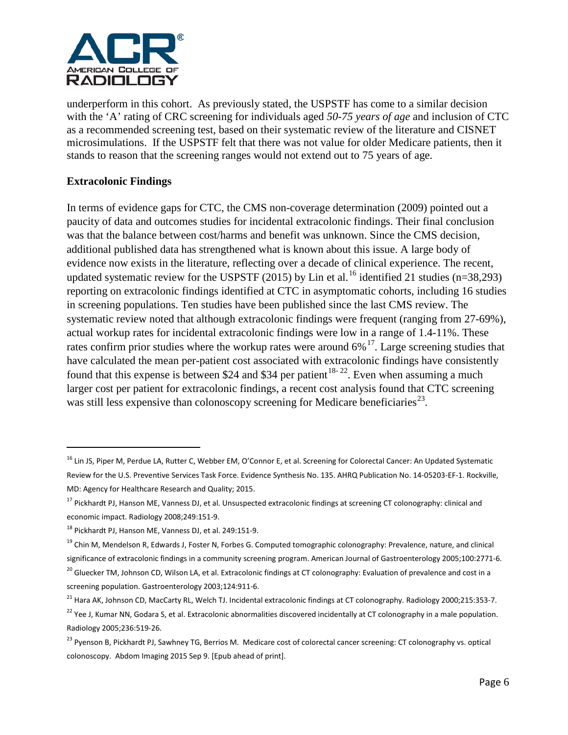underperform in this cohort. As previously stated, the USPSTF has come to a similar decision with the 'A' rating of CRC screening for individuals aged *50-75 years of age* and inclusion of CTC as a recommended screening test, based on their systematic review of the literature and CISNET microsimulations. If the USPSTF felt that there was not value for older Medicare patients, then it stands to reason that the screening ranges would not extend out to 75 years of age.

**Extracolonic Findings**

In terms of evidence gaps for CTC, the CMS non-coverage determination (2009) pointed out a paucity of data and outcomes studies for incidental extracolonic findings. Their final conclusion was that the balance between cost/harms and benefit was unknown. Since the CMS decision, additional published data has strengthened what is known about this issue. A large body of evidence now exists in the literature, reflecting over a decade of clinical experience. The recent, updated systematic review for the USPSTF (2015) by Lin et al.[16] identified 21 studies (n=38,293) reporting on extracolonic findings identified at CTC in asymptomatic cohorts, including 16 studies in screening populations. Ten studies have been published since the last CMS review. The systematic review noted that although extracolonic findings were frequent (ranging from 27-69%), actual workup rates for incidental extracolonic findings were low in a range of 1.4-11%. These rates confirm prior studies where the workup rates were around 6%[17]. Large screening studies that have calculated the mean per-patient cost associated with extracolonic findings have consistently found that this expense is between $24 and $34 per patient[18-22]. Even when assuming a much larger cost per patient for extracolonic findings, a recent cost analysis found that CTC screening was still less expensive than colonoscopy screening for Medicare beneficiaries[23].

---

[16] Lin JS, Piper M, Perdue LA, Rutter C, Webber EM, O'Connor E, et al. Screening for Colorectal Cancer: An Updated Systematic Review for the U.S. Preventive Services Task Force. Evidence Synthesis No. 135. AHRQ Publication No. 14-05203-EF-1. Rockville, MD: Agency for Healthcare Research and Quality; 2015.

[17] Pickhardt PJ, Hanson ME, Vanness DJ, et al. Unsuspected extracolonic findings at screening CT colonography: clinical and economic impact. Radiology 2008;249:151-9.

[18] Pickhardt PJ, Hanson ME, Vanness DJ, et al. 249:151-9.

[19] Chin M, Mendelson R, Edwards J, Foster N, Forbes G. Computed tomographic colonography: Prevalence, nature, and clinical significance of extracolonic findings in a community screening program. American Journal of Gastroenterology 2005;100:2771-6.

[20] Gluecker TM, Johnson CD, Wilson LA, et al. Extracolonic findings at CT colonography: Evaluation of prevalence and cost in a screening population. Gastroenterology 2003;124:911-6.

[21] Hara AK, Johnson CD, MacCarty RL, Welch TJ. Incidental extracolonic findings at CT colonography. Radiology 2000;215:353-7.

[22] Yee J, Kumar NN, Godara S, et al. Extracolonic abnormalities discovered incidentally at CT colonography in a male population. Radiology 2005;236:519-26.

[23] Pyenson B, Pickhardt PJ, Sawhney TG, Berrios M. Medicare cost of colorectal cancer screening: CT colonography vs. optical colonoscopy. Abdom Imaging 2015 Sep 9. [Epub ahead of print].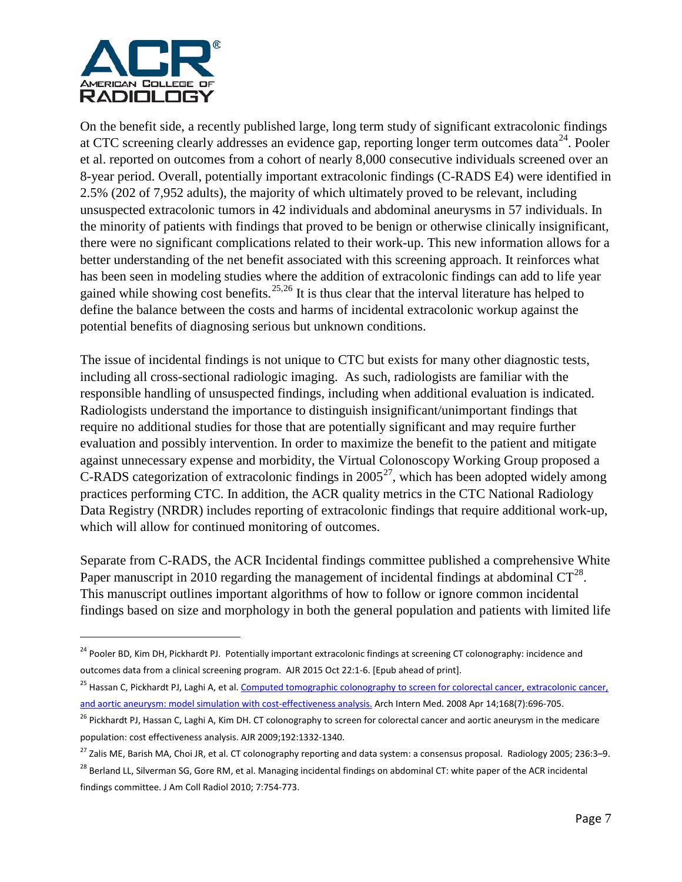On the benefit side, a recently published large, long term study of significant extracolonic findings at CTC screening clearly addresses an evidence gap, reporting longer term outcomes data[24]. Pooler et al. reported on outcomes from a cohort of nearly 8,000 consecutive individuals screened over an 8-year period. Overall, potentially important extracolonic findings (C-RADS E4) were identified in 2.5% (202 of 7,952 adults), the majority of which ultimately proved to be relevant, including unsuspected extracolonic tumors in 42 individuals and abdominal aneurysms in 57 individuals. In the minority of patients with findings that proved to be benign or otherwise clinically insignificant, there were no significant complications related to their work-up. This new information allows for a better understanding of the net benefit associated with this screening approach. It reinforces what has been seen in modeling studies where the addition of extracolonic findings can add to life year gained while showing cost benefits.[25,26] It is thus clear that the interval literature has helped to define the balance between the costs and harms of incidental extracolonic workup against the potential benefits of diagnosing serious but unknown conditions.

The issue of incidental findings is not unique to CTC but exists for many other diagnostic tests, including all cross-sectional radiologic imaging. As such, radiologists are familiar with the responsible handling of unsuspected findings, including when additional evaluation is indicated. Radiologists understand the importance to distinguish insignificant/unimportant findings that require no additional studies for those that are potentially significant and may require further evaluation and possibly intervention. In order to maximize the benefit to the patient and mitigate against unnecessary expense and morbidity, the Virtual Colonoscopy Working Group proposed a C-RADS categorization of extracolonic findings in 2005[27], which has been adopted widely among practices performing CTC. In addition, the ACR quality metrics in the CTC National Radiology Data Registry (NRDR) includes reporting of extracolonic findings that require additional work-up, which will allow for continued monitoring of outcomes.

Separate from C-RADS, the ACR Incidental findings committee published a comprehensive White Paper manuscript in 2010 regarding the management of incidental findings at abdominal CT[28]. This manuscript outlines important algorithms of how to follow or ignore common incidental findings based on size and morphology in both the general population and patients with limited life

---

[24] Pooler BD, Kim DH, Pickhardt PJ. Potentially important extracolonic findings at screening CT colonography: incidence and outcomes data from a clinical screening program. AJR 2015 Oct 22:1-6. [Epub ahead of print].

[25] Hassan C, Pickhardt PJ, Laghi A, et al. Computed tomographic colonography to screen for colorectal cancer, extracolonic cancer, and aortic aneurysm: model simulation with cost-effectiveness analysis. Arch Intern Med. 2008 Apr 14;168(7):696-705.

[26] Pickhardt PJ, Hassan C, Laghi A, Kim DH. CT colonography to screen for colorectal cancer and aortic aneurysm in the medicare population: cost effectiveness analysis. AJR 2009;192:1332-1340.

[27] Zalis ME, Barish MA, Choi JR, et al. CT colonography reporting and data system: a consensus proposal. Radiology 2005; 236:3–9.

[28] Berland LL, Silverman SG, Gore RM, et al. Managing incidental findings on abdominal CT: white paper of the ACR incidental findings committee. J Am Coll Radiol 2010; 7:754-773.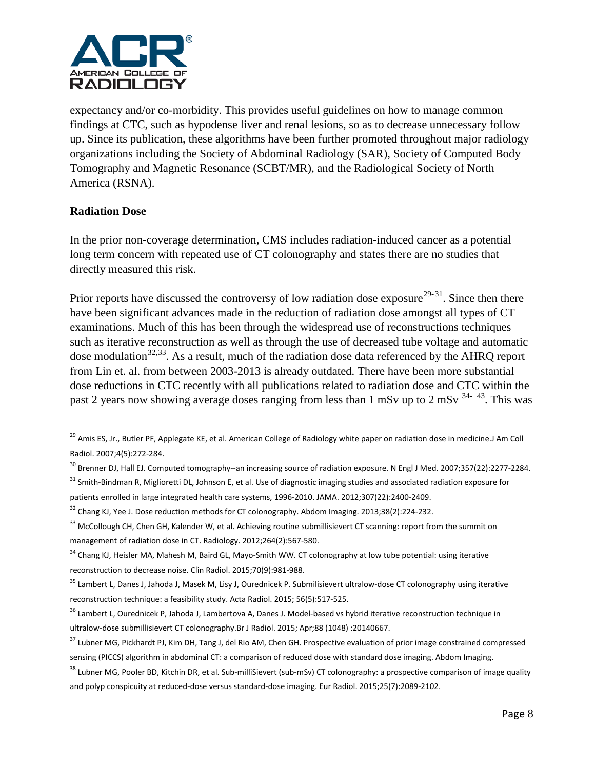expectancy and/or co-morbidity. This provides useful guidelines on how to manage common findings at CTC, such as hypodense liver and renal lesions, so as to decrease unnecessary follow up. Since its publication, these algorithms have been further promoted throughout major radiology organizations including the Society of Abdominal Radiology (SAR), Society of Computed Body Tomography and Magnetic Resonance (SCBT/MR), and the Radiological Society of North America (RSNA).

**Radiation Dose**

In the prior non-coverage determination, CMS includes radiation-induced cancer as a potential long term concern with repeated use of CT colonography and states there are no studies that directly measured this risk.

Prior reports have discussed the controversy of low radiation dose exposure[29-31]. Since then there have been significant advances made in the reduction of radiation dose amongst all types of CT examinations. Much of this has been through the widespread use of reconstructions techniques such as iterative reconstruction as well as through the use of decreased tube voltage and automatic dose modulation[32,33]. As a result, much of the radiation dose data referenced by the AHRQ report from Lin et. al. from between 2003-2013 is already outdated. There have been more substantial dose reductions in CTC recently with all publications related to radiation dose and CTC within the past 2 years now showing average doses ranging from less than 1 mSv up to 2 mSv [34-43]. This was

---

[29] Amis ES, Jr., Butler PF, Applegate KE, et al. American College of Radiology white paper on radiation dose in medicine.J Am Coll Radiol. 2007;4(5):272-284.

[30] Brenner DJ, Hall EJ. Computed tomography--an increasing source of radiation exposure. N Engl J Med. 2007;357(22):2277-2284.

[31] Smith-Bindman R, Miglioretti DL, Johnson E, et al. Use of diagnostic imaging studies and associated radiation exposure for patients enrolled in large integrated health care systems, 1996-2010. JAMA. 2012;307(22):2400-2409.

[32] Chang KJ, Yee J. Dose reduction methods for CT colonography. Abdom Imaging. 2013;38(2):224-232.

[33] McCollough CH, Chen GH, Kalender W, et al. Achieving routine submillisievert CT scanning: report from the summit on management of radiation dose in CT. Radiology. 2012;264(2):567-580.

[34] Chang KJ, Heisler MA, Mahesh M, Baird GL, Mayo-Smith WW. CT colonography at low tube potential: using iterative reconstruction to decrease noise. Clin Radiol. 2015;70(9):981-988.

[35] Lambert L, Danes J, Jahoda J, Masek M, Lisy J, Ourednicek P. Submilisievert ultralow-dose CT colonography using iterative reconstruction technique: a feasibility study. Acta Radiol. 2015; 56(5):517-525.

[36] Lambert L, Ourednicek P, Jahoda J, Lambertova A, Danes J. Model-based vs hybrid iterative reconstruction technique in ultralow-dose submillisievert CT colonography.Br J Radiol. 2015; Apr;88 (1048) :20140667.

[37] Lubner MG, Pickhardt PJ, Kim DH, Tang J, del Rio AM, Chen GH. Prospective evaluation of prior image constrained compressed sensing (PICCS) algorithm in abdominal CT: a comparison of reduced dose with standard dose imaging. Abdom Imaging.

[38] Lubner MG, Pooler BD, Kitchin DR, et al. Sub-milliSievert (sub-mSv) CT colonography: a prospective comparison of image quality and polyp conspicuity at reduced-dose versus standard-dose imaging. Eur Radiol. 2015;25(7):2089-2102.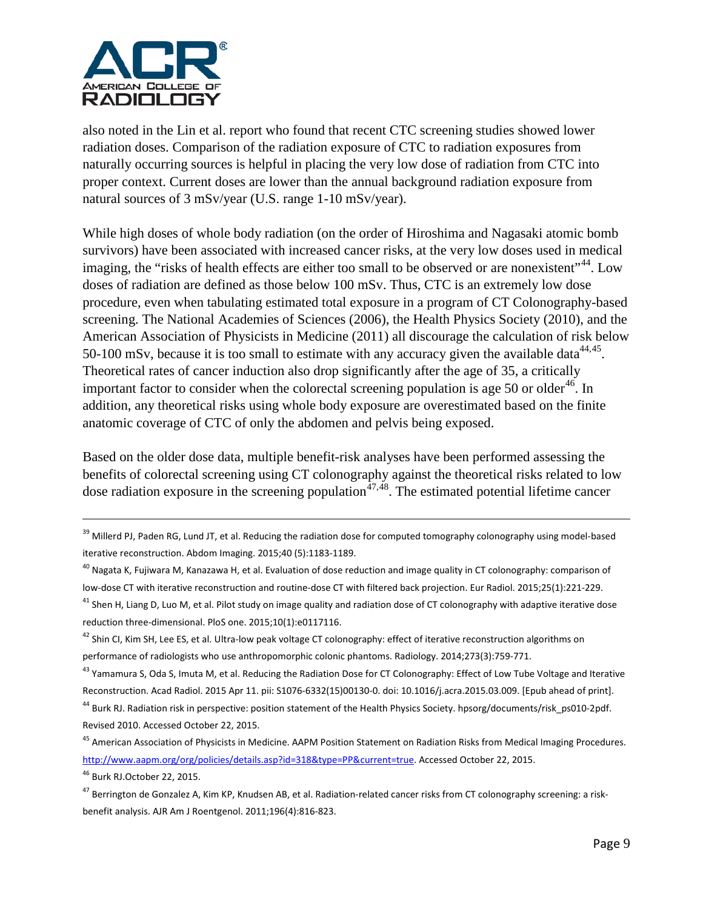also noted in the Lin et al. report who found that recent CTC screening studies showed lower radiation doses. Comparison of the radiation exposure of CTC to radiation exposures from naturally occurring sources is helpful in placing the very low dose of radiation from CTC into proper context. Current doses are lower than the annual background radiation exposure from natural sources of 3 mSv/year (U.S. range 1-10 mSv/year).

While high doses of whole body radiation (on the order of Hiroshima and Nagasaki atomic bomb survivors) have been associated with increased cancer risks, at the very low doses used in medical imaging, the "risks of health effects are either too small to be observed or are nonexistent"[44]. Low doses of radiation are defined as those below 100 mSv. Thus, CTC is an extremely low dose procedure, even when tabulating estimated total exposure in a program of CT Colonography-based screening. The National Academies of Sciences (2006), the Health Physics Society (2010), and the American Association of Physicists in Medicine (2011) all discourage the calculation of risk below 50-100 mSv, because it is too small to estimate with any accuracy given the available data[44,45]. Theoretical rates of cancer induction also drop significantly after the age of 35, a critically important factor to consider when the colorectal screening population is age 50 or older[46]. In addition, any theoretical risks using whole body exposure are overestimated based on the finite anatomic coverage of CTC of only the abdomen and pelvis being exposed.

Based on the older dose data, multiple benefit-risk analyses have been performed assessing the benefits of colorectal screening using CT colonography against the theoretical risks related to low dose radiation exposure in the screening population[47,48]. The estimated potential lifetime cancer

---

[39] Millerd PJ, Paden RG, Lund JT, et al. Reducing the radiation dose for computed tomography colonography using model-based iterative reconstruction. Abdom Imaging. 2015;40 (5):1183-1189.

[40] Nagata K, Fujiwara M, Kanazawa H, et al. Evaluation of dose reduction and image quality in CT colonography: comparison of low-dose CT with iterative reconstruction and routine-dose CT with filtered back projection. Eur Radiol. 2015;25(1):221-229.

[41] Shen H, Liang D, Luo M, et al. Pilot study on image quality and radiation dose of CT colonography with adaptive iterative dose reduction three-dimensional. PloS one. 2015;10(1):e0117116.

[42] Shin CI, Kim SH, Lee ES, et al. Ultra-low peak voltage CT colonography: effect of iterative reconstruction algorithms on performance of radiologists who use anthropomorphic colonic phantoms. Radiology. 2014;273(3):759-771.

[43] Yamamura S, Oda S, Imuta M, et al. Reducing the Radiation Dose for CT Colonography: Effect of Low Tube Voltage and Iterative Reconstruction. Acad Radiol. 2015 Apr 11. pii: S1076-6332(15)00130-0. doi: 10.1016/j.acra.2015.03.009. [Epub ahead of print].

[44] Burk RJ. Radiation risk in perspective: position statement of the Health Physics Society. hpsorg/documents/risk_ps010-2pdf. Revised 2010. Accessed October 22, 2015.

[45] American Association of Physicists in Medicine. AAPM Position Statement on Radiation Risks from Medical Imaging Procedures. http://www.aapm.org/org/policies/details.asp?id=318&type=PP&current=true. Accessed October 22, 2015.

[46] Burk RJ.October 22, 2015.

[47] Berrington de Gonzalez A, Kim KP, Knudsen AB, et al. Radiation-related cancer risks from CT colonography screening: a risk-benefit analysis. AJR Am J Roentgenol. 2011;196(4):816-823.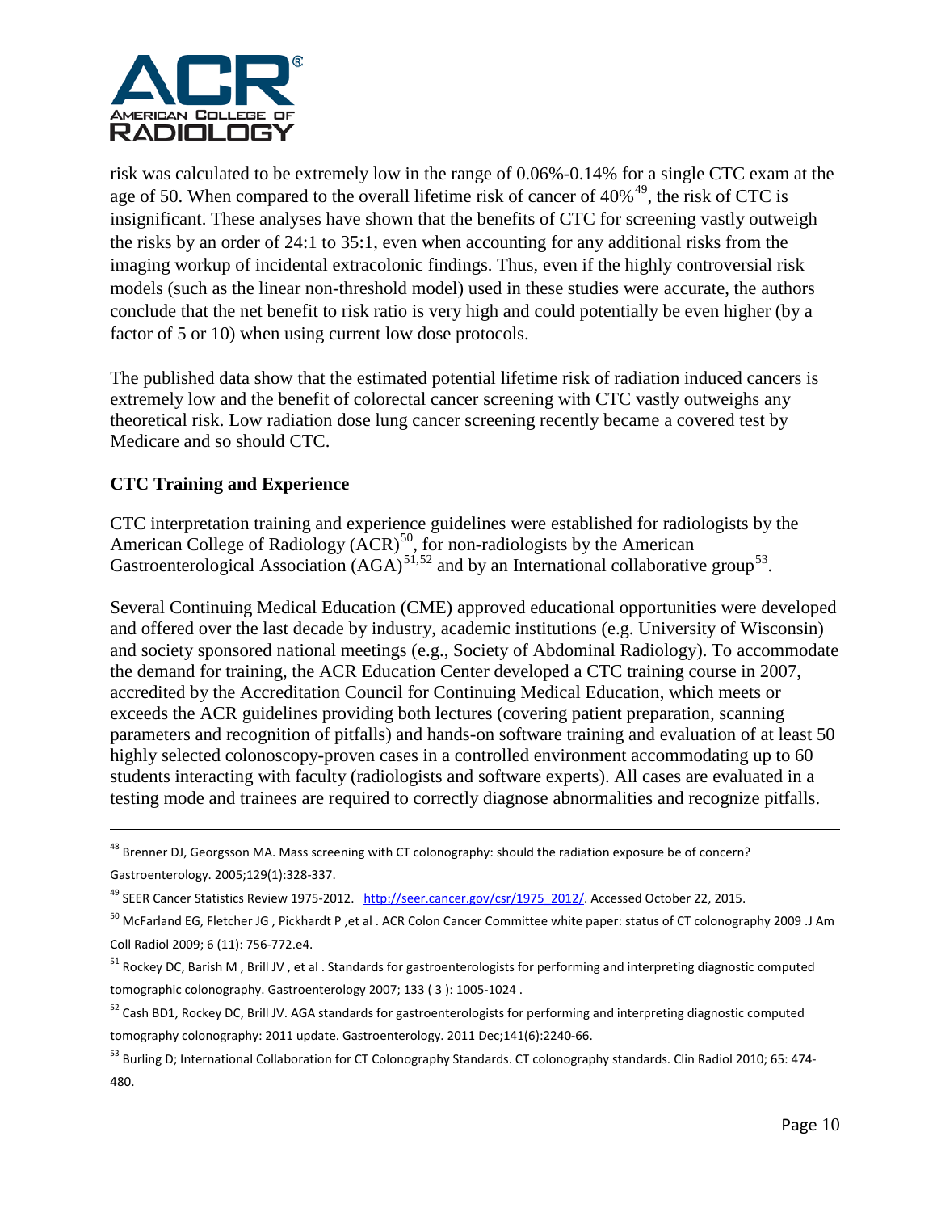risk was calculated to be extremely low in the range of 0.06%-0.14% for a single CTC exam at the age of 50. When compared to the overall lifetime risk of cancer of 40%[49], the risk of CTC is insignificant. These analyses have shown that the benefits of CTC for screening vastly outweigh the risks by an order of 24:1 to 35:1, even when accounting for any additional risks from the imaging workup of incidental extracolonic findings. Thus, even if the highly controversial risk models (such as the linear non-threshold model) used in these studies were accurate, the authors conclude that the net benefit to risk ratio is very high and could potentially be even higher (by a factor of 5 or 10) when using current low dose protocols.

The published data show that the estimated potential lifetime risk of radiation induced cancers is extremely low and the benefit of colorectal cancer screening with CTC vastly outweighs any theoretical risk. Low radiation dose lung cancer screening recently became a covered test by Medicare and so should CTC.

**CTC Training and Experience**

CTC interpretation training and experience guidelines were established for radiologists by the American College of Radiology (ACR)[50], for non-radiologists by the American Gastroenterological Association (AGA)[51,52] and by an International collaborative group[53].

Several Continuing Medical Education (CME) approved educational opportunities were developed and offered over the last decade by industry, academic institutions (e.g. University of Wisconsin) and society sponsored national meetings (e.g., Society of Abdominal Radiology). To accommodate the demand for training, the ACR Education Center developed a CTC training course in 2007, accredited by the Accreditation Council for Continuing Medical Education, which meets or exceeds the ACR guidelines providing both lectures (covering patient preparation, scanning parameters and recognition of pitfalls) and hands-on software training and evaluation of at least 50 highly selected colonoscopy-proven cases in a controlled environment accommodating up to 60 students interacting with faculty (radiologists and software experts). All cases are evaluated in a testing mode and trainees are required to correctly diagnose abnormalities and recognize pitfalls.

---

[48] Brenner DJ, Georgsson MA. Mass screening with CT colonography: should the radiation exposure be of concern? Gastroenterology. 2005;129(1):328-337.

[49] SEER Cancer Statistics Review 1975-2012. http://seer.cancer.gov/csr/1975_2012/. Accessed October 22, 2015.

[50] McFarland EG, Fletcher JG , Pickhardt P ,et al . ACR Colon Cancer Committee white paper: status of CT colonography 2009 .J Am Coll Radiol 2009; 6 (11): 756-772.e4.

[51] Rockey DC, Barish M , Brill JV , et al . Standards for gastroenterologists for performing and interpreting diagnostic computed tomographic colonography. Gastroenterology 2007; 133 ( 3 ): 1005-1024 .

[52] Cash BD1, Rockey DC, Brill JV. AGA standards for gastroenterologists for performing and interpreting diagnostic computed tomography colonography: 2011 update. Gastroenterology. 2011 Dec;141(6):2240-66.

[53] Burling D; International Collaboration for CT Colonography Standards. CT colonography standards. Clin Radiol 2010; 65: 474-480.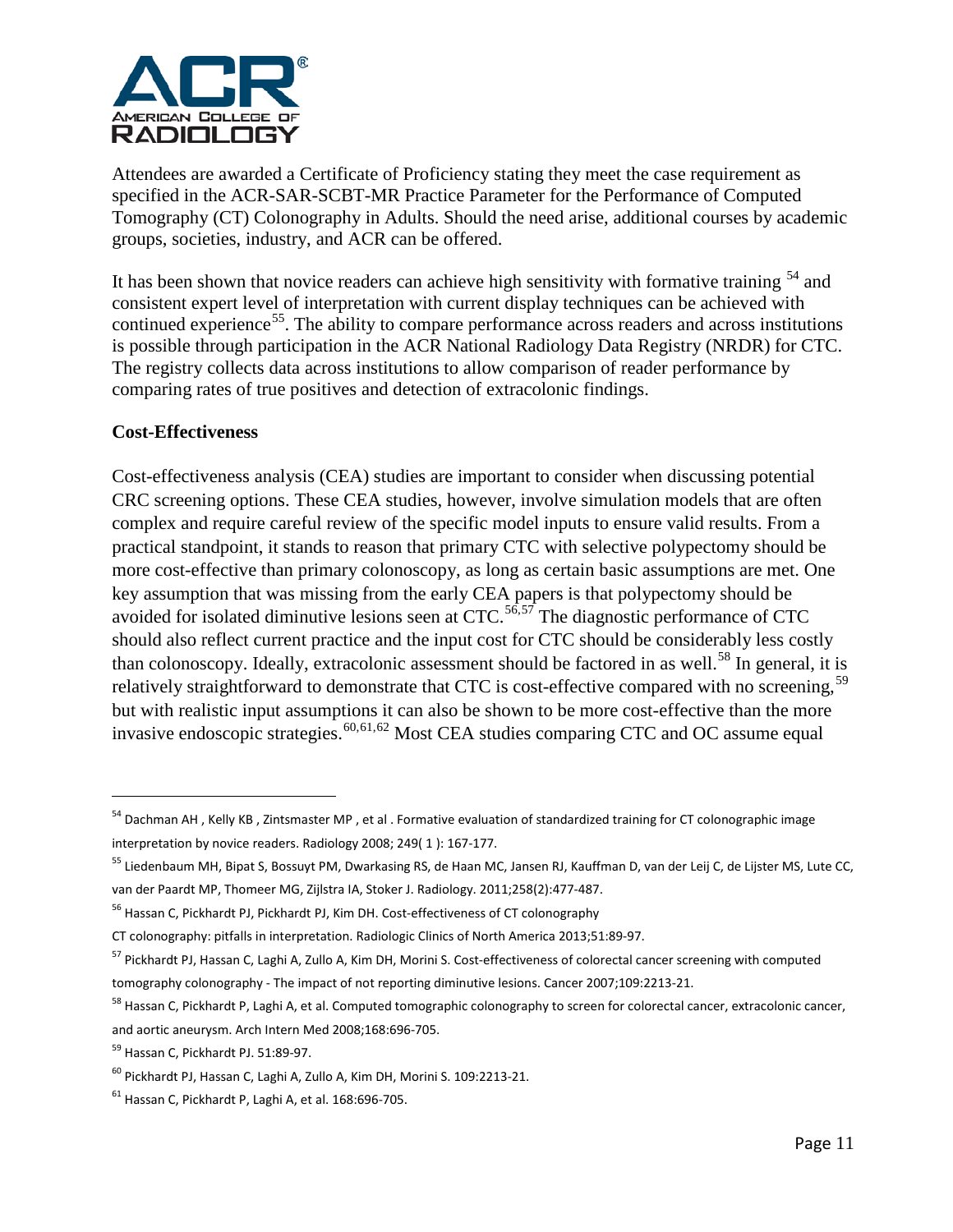Attendees are awarded a Certificate of Proficiency stating they meet the case requirement as specified in the ACR-SAR-SCBT-MR Practice Parameter for the Performance of Computed Tomography (CT) Colonography in Adults. Should the need arise, additional courses by academic groups, societies, industry, and ACR can be offered.

It has been shown that novice readers can achieve high sensitivity with formative training [54] and consistent expert level of interpretation with current display techniques can be achieved with continued experience[55]. The ability to compare performance across readers and across institutions is possible through participation in the ACR National Radiology Data Registry (NRDR) for CTC. The registry collects data across institutions to allow comparison of reader performance by comparing rates of true positives and detection of extracolonic findings.

**Cost-Effectiveness**

Cost-effectiveness analysis (CEA) studies are important to consider when discussing potential CRC screening options. These CEA studies, however, involve simulation models that are often complex and require careful review of the specific model inputs to ensure valid results. From a practical standpoint, it stands to reason that primary CTC with selective polypectomy should be more cost-effective than primary colonoscopy, as long as certain basic assumptions are met. One key assumption that was missing from the early CEA papers is that polypectomy should be avoided for isolated diminutive lesions seen at CTC.[56,57] The diagnostic performance of CTC should also reflect current practice and the input cost for CTC should be considerably less costly than colonoscopy. Ideally, extracolonic assessment should be factored in as well.[58] In general, it is relatively straightforward to demonstrate that CTC is cost-effective compared with no screening,[59] but with realistic input assumptions it can also be shown to be more cost-effective than the more invasive endoscopic strategies.[60,61,62] Most CEA studies comparing CTC and OC assume equal

---

[54] Dachman AH , Kelly KB , Zintsmaster MP , et al . Formative evaluation of standardized training for CT colonographic image interpretation by novice readers. Radiology 2008; 249( 1 ): 167-177.

[55] Liedenbaum MH, Bipat S, Bossuyt PM, Dwarkasing RS, de Haan MC, Jansen RJ, Kauffman D, van der Leij C, de Lijster MS, Lute CC, van der Paardt MP, Thomeer MG, Zijlstra IA, Stoker J. Radiology. 2011;258(2):477-487.

[56] Hassan C, Pickhardt PJ, Pickhardt PJ, Kim DH. Cost-effectiveness of CT colonography
CT colonography: pitfalls in interpretation. Radiologic Clinics of North America 2013;51:89-97.

[57] Pickhardt PJ, Hassan C, Laghi A, Zullo A, Kim DH, Morini S. Cost-effectiveness of colorectal cancer screening with computed tomography colonography - The impact of not reporting diminutive lesions. Cancer 2007;109:2213-21.

[58] Hassan C, Pickhardt P, Laghi A, et al. Computed tomographic colonography to screen for colorectal cancer, extracolonic cancer, and aortic aneurysm. Arch Intern Med 2008;168:696-705.

[59] Hassan C, Pickhardt PJ. 51:89-97.

[60] Pickhardt PJ, Hassan C, Laghi A, Zullo A, Kim DH, Morini S. 109:2213-21.

[61] Hassan C, Pickhardt P, Laghi A, et al. 168:696-705.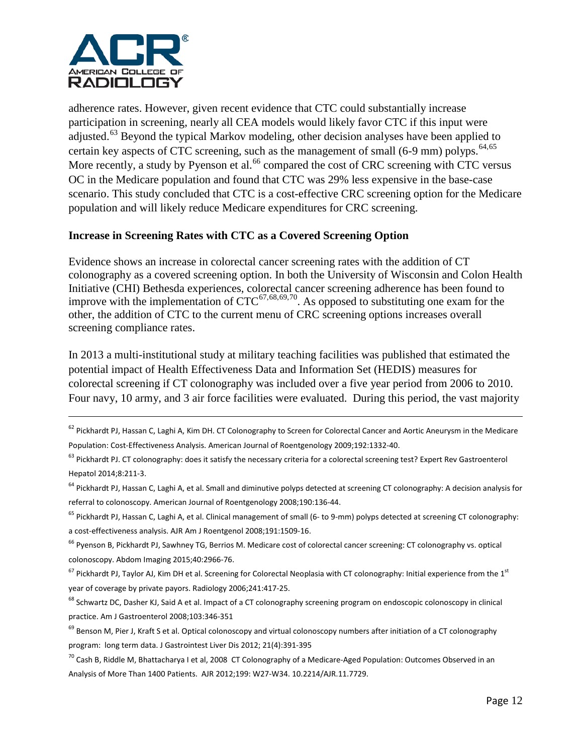adherence rates. However, given recent evidence that CTC could substantially increase participation in screening, nearly all CEA models would likely favor CTC if this input were adjusted.[63] Beyond the typical Markov modeling, other decision analyses have been applied to certain key aspects of CTC screening, such as the management of small (6-9 mm) polyps.[64,65] More recently, a study by Pyenson et al.[66] compared the cost of CRC screening with CTC versus OC in the Medicare population and found that CTC was 29% less expensive in the base-case scenario. This study concluded that CTC is a cost-effective CRC screening option for the Medicare population and will likely reduce Medicare expenditures for CRC screening.

### Increase in Screening Rates with CTC as a Covered Screening Option

Evidence shows an increase in colorectal cancer screening rates with the addition of CT colonography as a covered screening option. In both the University of Wisconsin and Colon Health Initiative (CHI) Bethesda experiences, colorectal cancer screening adherence has been found to improve with the implementation of CTC[67,68,69,70]. As opposed to substituting one exam for the other, the addition of CTC to the current menu of CRC screening options increases overall screening compliance rates.

In 2013 a multi-institutional study at military teaching facilities was published that estimated the potential impact of Health Effectiveness Data and Information Set (HEDIS) measures for colorectal screening if CT colonography was included over a five year period from 2006 to 2010. Four navy, 10 army, and 3 air force facilities were evaluated. During this period, the vast majority

---

[62] Pickhardt PJ, Hassan C, Laghi A, Kim DH. CT Colonography to Screen for Colorectal Cancer and Aortic Aneurysm in the Medicare Population: Cost-Effectiveness Analysis. American Journal of Roentgenology 2009;192:1332-40.

[63] Pickhardt PJ. CT colonography: does it satisfy the necessary criteria for a colorectal screening test? Expert Rev Gastroenterol Hepatol 2014;8:211-3.

[64] Pickhardt PJ, Hassan C, Laghi A, et al. Small and diminutive polyps detected at screening CT colonography: A decision analysis for referral to colonoscopy. American Journal of Roentgenology 2008;190:136-44.

[65] Pickhardt PJ, Hassan C, Laghi A, et al. Clinical management of small (6- to 9-mm) polyps detected at screening CT colonography: a cost-effectiveness analysis. AJR Am J Roentgenol 2008;191:1509-16.

[66] Pyenson B, Pickhardt PJ, Sawhney TG, Berrios M. Medicare cost of colorectal cancer screening: CT colonography vs. optical colonoscopy. Abdom Imaging 2015;40:2966-76.

[67] Pickhardt PJ, Taylor AJ, Kim DH et al. Screening for Colorectal Neoplasia with CT colonography: Initial experience from the 1st year of coverage by private payors. Radiology 2006;241:417-25.

[68] Schwartz DC, Dasher KJ, Said A et al. Impact of a CT colonography screening program on endoscopic colonoscopy in clinical practice. Am J Gastroenterol 2008;103:346-351

[69] Benson M, Pier J, Kraft S et al. Optical colonoscopy and virtual colonoscopy numbers after initiation of a CT colonography program: long term data. J Gastrointest Liver Dis 2012; 21(4):391-395

[70] Cash B, Riddle M, Bhattacharya I et al, 2008 CT Colonography of a Medicare-Aged Population: Outcomes Observed in an Analysis of More Than 1400 Patients. AJR 2012;199: W27-W34. 10.2214/AJR.11.7729.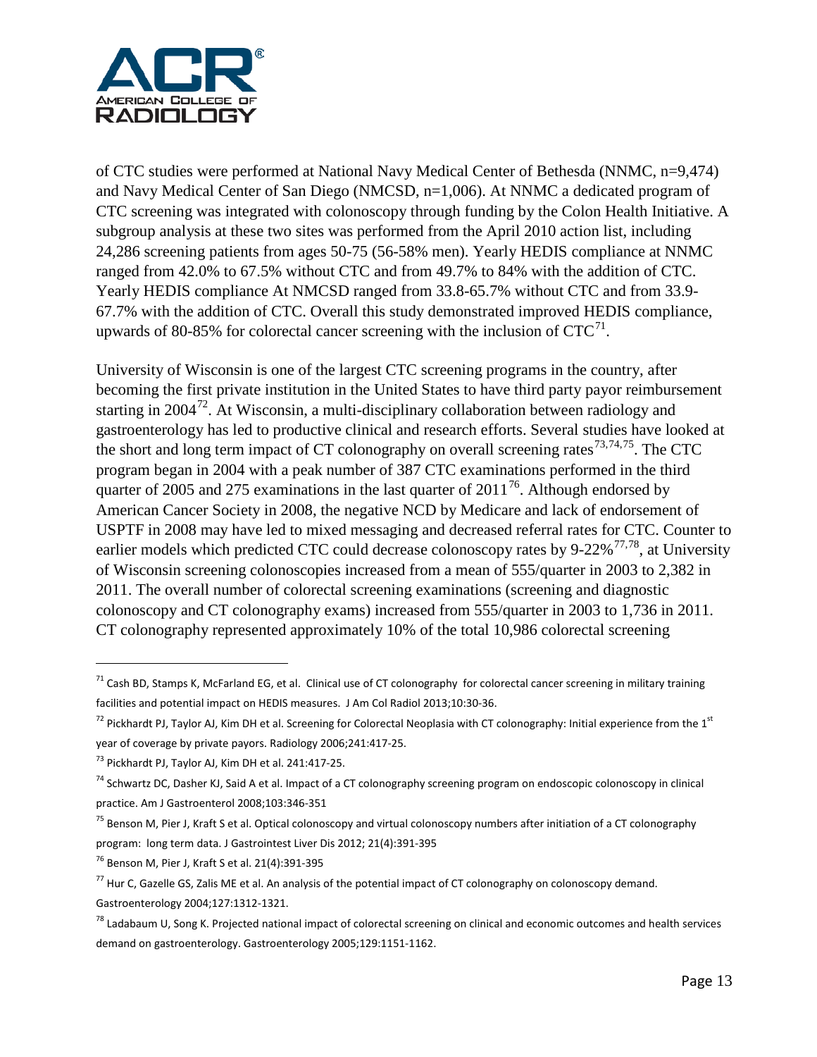of CTC studies were performed at National Navy Medical Center of Bethesda (NNMC, n=9,474) and Navy Medical Center of San Diego (NMCSD, n=1,006). At NNMC a dedicated program of CTC screening was integrated with colonoscopy through funding by the Colon Health Initiative. A subgroup analysis at these two sites was performed from the April 2010 action list, including 24,286 screening patients from ages 50-75 (56-58% men). Yearly HEDIS compliance at NNMC ranged from 42.0% to 67.5% without CTC and from 49.7% to 84% with the addition of CTC. Yearly HEDIS compliance At NMCSD ranged from 33.8-65.7% without CTC and from 33.9-67.7% with the addition of CTC. Overall this study demonstrated improved HEDIS compliance, upwards of 80-85% for colorectal cancer screening with the inclusion of CTC[71].

University of Wisconsin is one of the largest CTC screening programs in the country, after becoming the first private institution in the United States to have third party payor reimbursement starting in 2004[72]. At Wisconsin, a multi-disciplinary collaboration between radiology and gastroenterology has led to productive clinical and research efforts. Several studies have looked at the short and long term impact of CT colonography on overall screening rates[73,74,75]. The CTC program began in 2004 with a peak number of 387 CTC examinations performed in the third quarter of 2005 and 275 examinations in the last quarter of 2011[76]. Although endorsed by American Cancer Society in 2008, the negative NCD by Medicare and lack of endorsement of USPTF in 2008 may have led to mixed messaging and decreased referral rates for CTC. Counter to earlier models which predicted CTC could decrease colonoscopy rates by 9-22%[77,78], at University of Wisconsin screening colonoscopies increased from a mean of 555/quarter in 2003 to 2,382 in 2011. The overall number of colorectal screening examinations (screening and diagnostic colonoscopy and CT colonography exams) increased from 555/quarter in 2003 to 1,736 in 2011. CT colonography represented approximately 10% of the total 10,986 colorectal screening

---

[71] Cash BD, Stamps K, McFarland EG, et al. Clinical use of CT colonography for colorectal cancer screening in military training facilities and potential impact on HEDIS measures. J Am Col Radiol 2013;10:30-36.

[72] Pickhardt PJ, Taylor AJ, Kim DH et al. Screening for Colorectal Neoplasia with CT colonography: Initial experience from the 1st year of coverage by private payors. Radiology 2006;241:417-25.

[73] Pickhardt PJ, Taylor AJ, Kim DH et al. 241:417-25.

[74] Schwartz DC, Dasher KJ, Said A et al. Impact of a CT colonography screening program on endoscopic colonoscopy in clinical practice. Am J Gastroenterol 2008;103:346-351

[75] Benson M, Pier J, Kraft S et al. Optical colonoscopy and virtual colonoscopy numbers after initiation of a CT colonography program: long term data. J Gastrointest Liver Dis 2012; 21(4):391-395

[76] Benson M, Pier J, Kraft S et al. 21(4):391-395

[77] Hur C, Gazelle GS, Zalis ME et al. An analysis of the potential impact of CT colonography on colonoscopy demand. Gastroenterology 2004;127:1312-1321.

[78] Ladabaum U, Song K. Projected national impact of colorectal screening on clinical and economic outcomes and health services demand on gastroenterology. Gastroenterology 2005;129:1151-1162.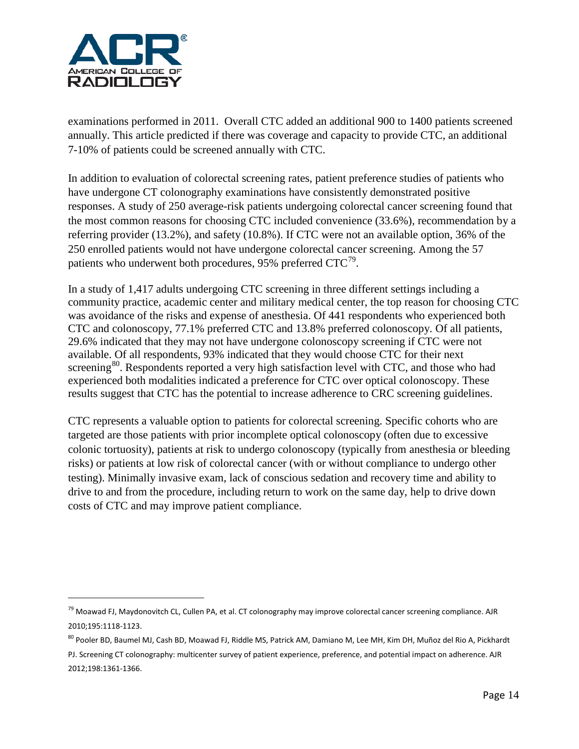examinations performed in 2011. Overall CTC added an additional 900 to 1400 patients screened annually. This article predicted if there was coverage and capacity to provide CTC, an additional 7-10% of patients could be screened annually with CTC.

In addition to evaluation of colorectal screening rates, patient preference studies of patients who have undergone CT colonography examinations have consistently demonstrated positive responses. A study of 250 average-risk patients undergoing colorectal cancer screening found that the most common reasons for choosing CTC included convenience (33.6%), recommendation by a referring provider (13.2%), and safety (10.8%). If CTC were not an available option, 36% of the 250 enrolled patients would not have undergone colorectal cancer screening. Among the 57 patients who underwent both procedures, 95% preferred CTC[79].

In a study of 1,417 adults undergoing CTC screening in three different settings including a community practice, academic center and military medical center, the top reason for choosing CTC was avoidance of the risks and expense of anesthesia. Of 441 respondents who experienced both CTC and colonoscopy, 77.1% preferred CTC and 13.8% preferred colonoscopy. Of all patients, 29.6% indicated that they may not have undergone colonoscopy screening if CTC were not available. Of all respondents, 93% indicated that they would choose CTC for their next screening[80]. Respondents reported a very high satisfaction level with CTC, and those who had experienced both modalities indicated a preference for CTC over optical colonoscopy. These results suggest that CTC has the potential to increase adherence to CRC screening guidelines.

CTC represents a valuable option to patients for colorectal screening. Specific cohorts who are targeted are those patients with prior incomplete optical colonoscopy (often due to excessive colonic tortuosity), patients at risk to undergo colonoscopy (typically from anesthesia or bleeding risks) or patients at low risk of colorectal cancer (with or without compliance to undergo other testing). Minimally invasive exam, lack of conscious sedation and recovery time and ability to drive to and from the procedure, including return to work on the same day, help to drive down costs of CTC and may improve patient compliance.

---

[79] Moawad FJ, Maydonovitch CL, Cullen PA, et al. CT colonography may improve colorectal cancer screening compliance. AJR 2010;195:1118-1123.

[80] Pooler BD, Baumel MJ, Cash BD, Moawad FJ, Riddle MS, Patrick AM, Damiano M, Lee MH, Kim DH, Muñoz del Rio A, Pickhardt PJ. Screening CT colonography: multicenter survey of patient experience, preference, and potential impact on adherence. AJR 2012;198:1361-1366.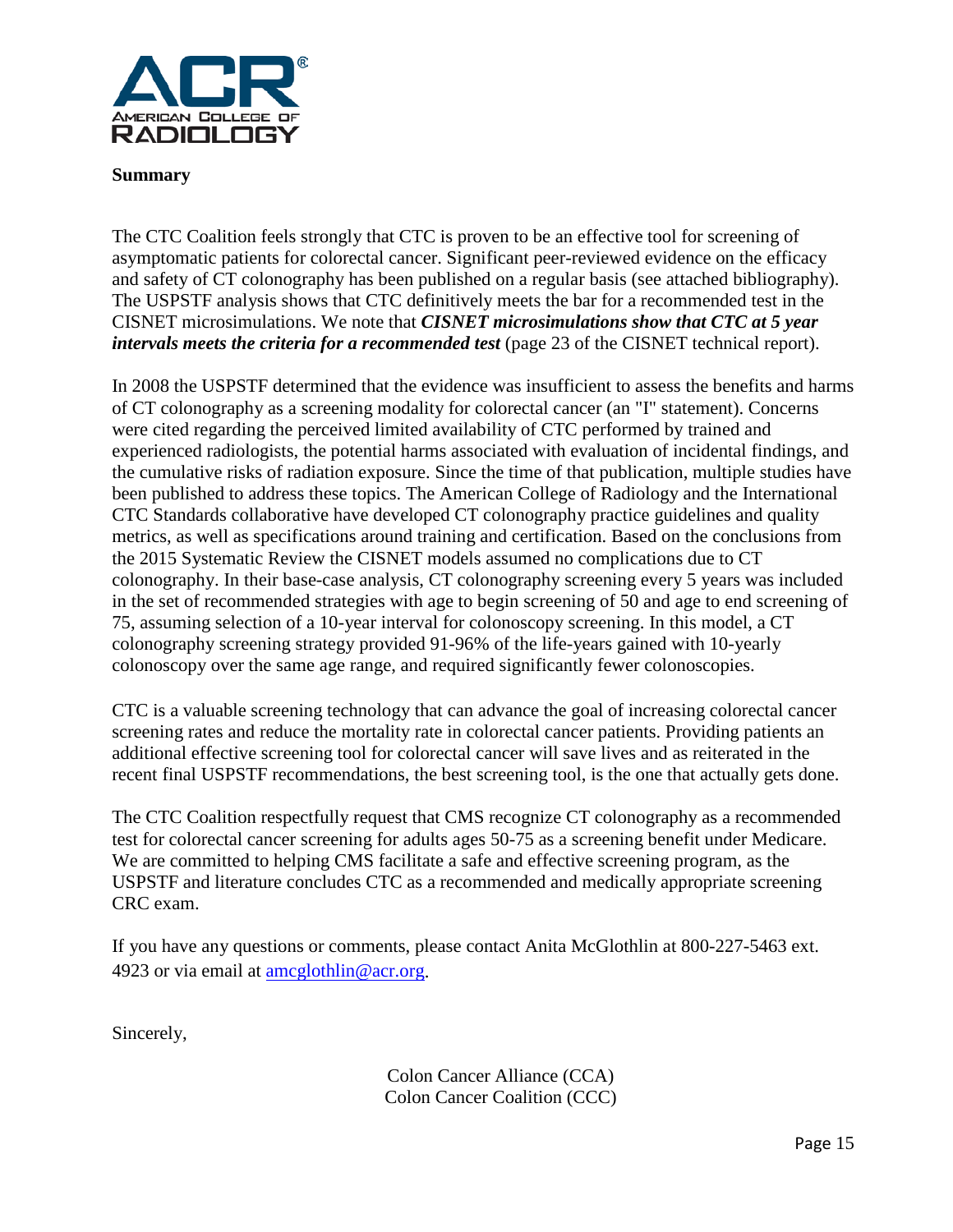**Summary**

The CTC Coalition feels strongly that CTC is proven to be an effective tool for screening of asymptomatic patients for colorectal cancer. Significant peer-reviewed evidence on the efficacy and safety of CT colonography has been published on a regular basis (see attached bibliography). The USPSTF analysis shows that CTC definitively meets the bar for a recommended test in the CISNET microsimulations. We note that ***CISNET microsimulations show that CTC at 5 year intervals meets the criteria for a recommended test*** (page 23 of the CISNET technical report).

In 2008 the USPSTF determined that the evidence was insufficient to assess the benefits and harms of CT colonography as a screening modality for colorectal cancer (an "I" statement). Concerns were cited regarding the perceived limited availability of CTC performed by trained and experienced radiologists, the potential harms associated with evaluation of incidental findings, and the cumulative risks of radiation exposure. Since the time of that publication, multiple studies have been published to address these topics. The American College of Radiology and the International CTC Standards collaborative have developed CT colonography practice guidelines and quality metrics, as well as specifications around training and certification. Based on the conclusions from the 2015 Systematic Review the CISNET models assumed no complications due to CT colonography. In their base-case analysis, CT colonography screening every 5 years was included in the set of recommended strategies with age to begin screening of 50 and age to end screening of 75, assuming selection of a 10-year interval for colonoscopy screening. In this model, a CT colonography screening strategy provided 91-96% of the life-years gained with 10-yearly colonoscopy over the same age range, and required significantly fewer colonoscopies.

CTC is a valuable screening technology that can advance the goal of increasing colorectal cancer screening rates and reduce the mortality rate in colorectal cancer patients. Providing patients an additional effective screening tool for colorectal cancer will save lives and as reiterated in the recent final USPSTF recommendations, the best screening tool, is the one that actually gets done.

The CTC Coalition respectfully request that CMS recognize CT colonography as a recommended test for colorectal cancer screening for adults ages 50-75 as a screening benefit under Medicare. We are committed to helping CMS facilitate a safe and effective screening program, as the USPSTF and literature concludes CTC as a recommended and medically appropriate screening CRC exam.

If you have any questions or comments, please contact Anita McGlothlin at 800-227-5463 ext. 4923 or via email at amcglothlin@acr.org.

Sincerely,

Colon Cancer Alliance (CCA)
Colon Cancer Coalition (CCC)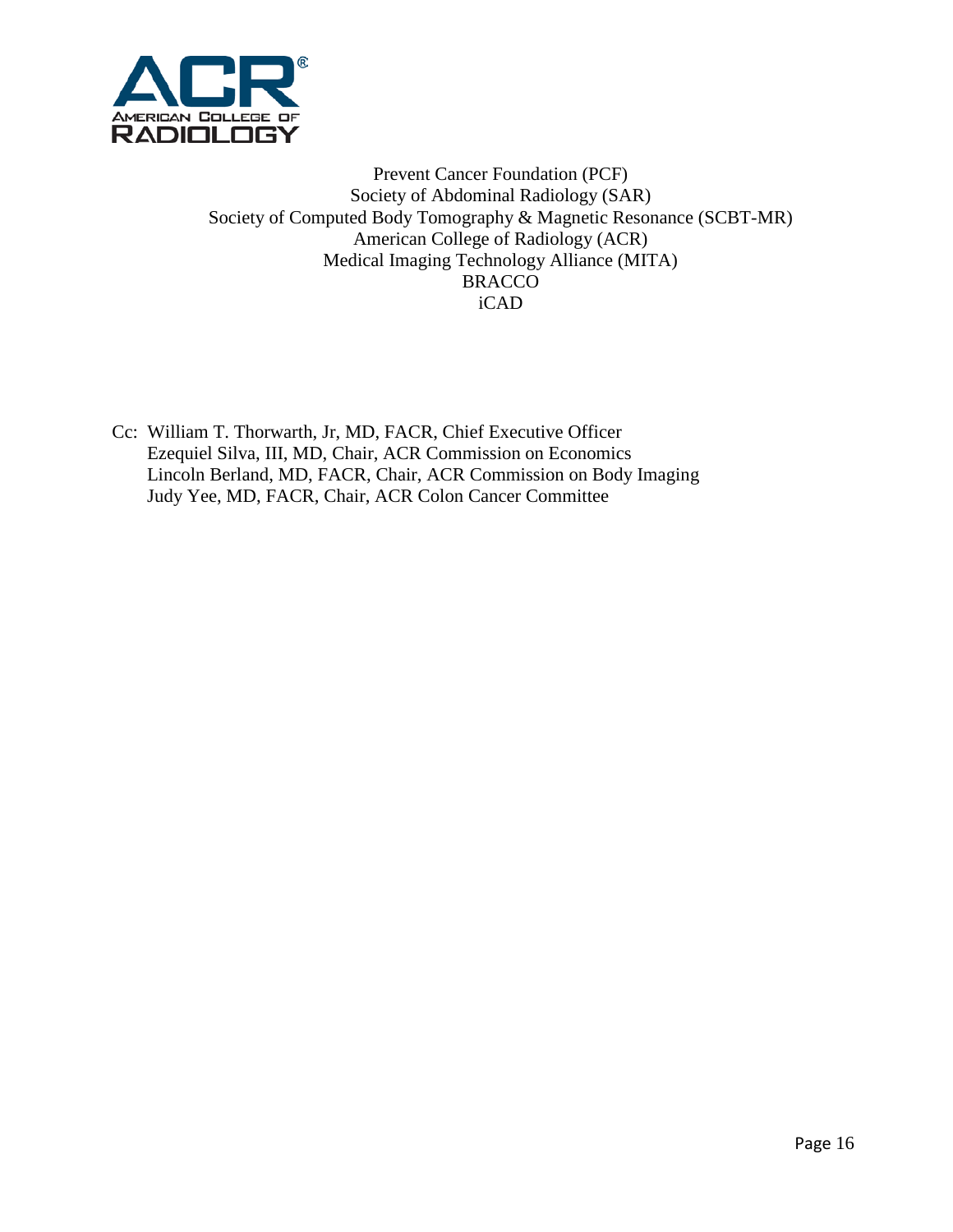Prevent Cancer Foundation (PCF)
Society of Abdominal Radiology (SAR)
Society of Computed Body Tomography & Magnetic Resonance (SCBT-MR)
American College of Radiology (ACR)
Medical Imaging Technology Alliance (MITA)
BRACCO
iCAD

Cc: William T. Thorwarth, Jr, MD, FACR, Chief Executive Officer
Ezequiel Silva, III, MD, Chair, ACR Commission on Economics
Lincoln Berland, MD, FACR, Chair, ACR Commission on Body Imaging
Judy Yee, MD, FACR, Chair, ACR Colon Cancer Committee